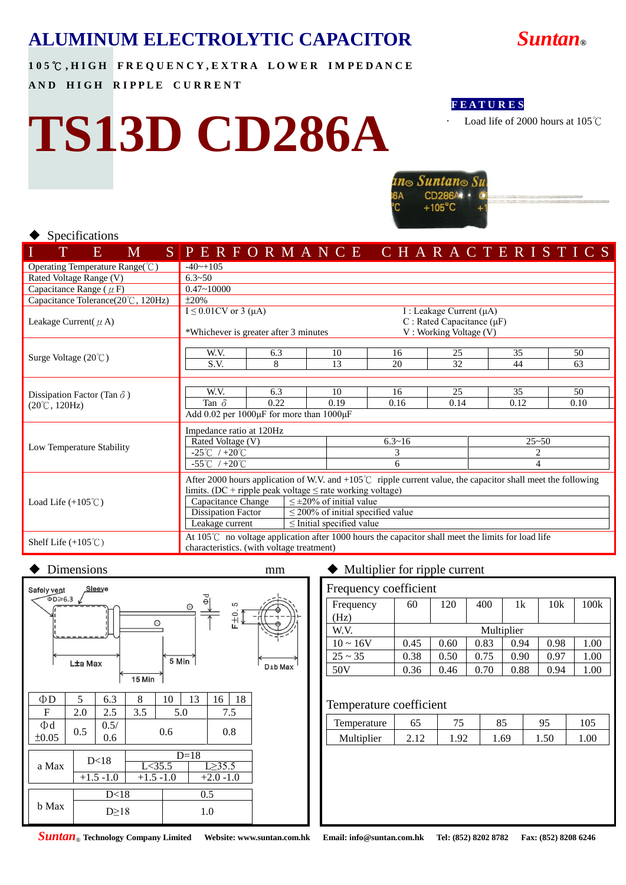# ALUMINUM ELECTROLYTIC CAPACITOR

**Suntan®**

**105℃,HIGH FREQUENCY,EXTRA LOWER IMPEDANCE AND HIGH RIPPLE CURRENT**

# TS13D CD286A

**FEATURES**

- Load life of 2000 hours at 105℃

## ◆ Specifications

| ITEMS | PERFORMANCE CHARACTERISTICS |
|---|---|
| Operating Temperature Range(℃) | -40~+105 |
| Rated Voltage Range (V) | 6.3~50 |
| Capacitance Range ( μF) | 0.47~10000 |
| Capacitance Tolerance(20℃, 120Hz) | ±20% |
| Leakage Current( μA) | I ≤ 0.01CV or 3 (μA) *Whichever is greater after 3 minutes; I : Leakage Current (μA), C : Rated Capacitance (μF), V : Working Voltage (V) |
| Surge Voltage (20℃) | see table below |
| Dissipation Factor (Tan δ) (20℃, 120Hz) | see table below; Add 0.02 per 1000μF for more than 1000μF |
| Low Temperature Stability | Impedance ratio at 120Hz; see table below |
| Load Life (+105℃) | After 2000 hours application of W.V. and +105℃ ripple current value, the capacitor shall meet the following limits. (DC + ripple peak voltage ≤ rate working voltage) |
| Shelf Life (+105℃) | At 105℃ no voltage application after 1000 hours the capacitor shall meet the limits for load life characteristics. (with voltage treatment) |

**Surge Voltage (20℃)**

| W.V. | 6.3 | 10 | 16 | 25 | 35 | 50 |
|---|---|---|---|---|---|---|
| S.V. | 8 | 13 | 20 | 32 | 44 | 63 |

**Dissipation Factor (Tan δ) (20℃, 120Hz)**

| W.V. | 6.3 | 10 | 16 | 25 | 35 | 50 |
|---|---|---|---|---|---|---|
| Tan δ | 0.22 | 0.19 | 0.16 | 0.14 | 0.12 | 0.10 |

Add 0.02 per 1000μF for more than 1000μF

**Low Temperature Stability** — Impedance ratio at 120Hz

| Rated Voltage (V) | 6.3~16 | 25~50 |
|---|---|---|
| -25℃ / +20℃ | 3 | 2 |
| -55℃ / +20℃ | 6 | 4 |

**Load Life (+105℃)**

| Capacitance Change | ≤ ±20% of initial value |
|---|---|
| Dissipation Factor | ≤ 200% of initial specified value |
| Leakage current | ≤ Initial specified value |

## ◆ Dimensions

mm

Safety vent, Sleeve, ΦD≥6.3, L±a Max, 15 Min, 5 Min, Φd, F±0.5, D±b Max

| ΦD | 5 | 6.3 | 8 | 10 | 13 | 16 | 18 |
|---|---|---|---|---|---|---|---|
| F | 2.0 | 2.5 | 3.5 | 5.0 | | 7.5 | |
| Φd ±0.05 | 0.5 | 0.5/ 0.6 | 0.6 | | | 0.8 | |

| a Max | D<18 | D=18 | |
|---|---|---|---|
| | | L<35.5 | L≥35.5 |
| | +1.5 -1.0 | +1.5 -1.0 | +2.0 -1.0 |

| b Max | D<18 | 0.5 |
|---|---|---|
| | D≥18 | 1.0 |

## ◆ Multiplier for ripple current

### Frequency coefficient

| Frequency (Hz) | 60 | 120 | 400 | 1k | 10k | 100k |
|---|---|---|---|---|---|---|
| W.V. | Multiplier | | | | | |
| 10 ~ 16V | 0.45 | 0.60 | 0.83 | 0.94 | 0.98 | 1.00 |
| 25 ~ 35 | 0.38 | 0.50 | 0.75 | 0.90 | 0.97 | 1.00 |
| 50V | 0.36 | 0.46 | 0.70 | 0.88 | 0.94 | 1.00 |

### Temperature coefficient

| Temperature | 65 | 75 | 85 | 95 | 105 |
|---|---|---|---|---|---|
| Multiplier | 2.12 | 1.92 | 1.69 | 1.50 | 1.00 |

Suntan® Technology Company Limited Website: www.suntan.com.hk Email: info@suntan.com.hk Tel: (852) 8202 8782 Fax: (852) 8208 6246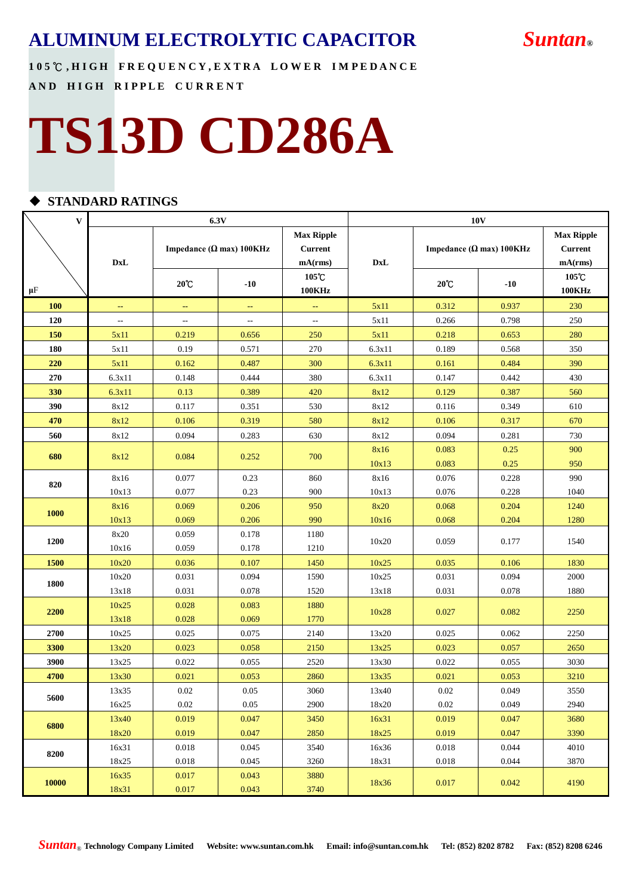# ALUMINUM ELECTROLYTIC CAPACITOR

*Suntan*®

**105℃,HIGH FREQUENCY,EXTRA LOWER IMPEDANCE AND HIGH RIPPLE CURRENT**

# TS13D CD286A

## ◆ STANDARD RATINGS

| V / μF | 6.3V | | | | 10V | | | |
|---|---|---|---|---|---|---|---|---|
| | DxL | Impedance (Ω max) 100KHz | | Max Ripple Current mA(rms) | DxL | Impedance (Ω max) 100KHz | | Max Ripple Current mA(rms) |
| | | 20℃ | -10 | 105℃ 100KHz | | 20℃ | -10 | 105℃ 100KHz |
| **100** | -- | -- | -- | -- | 5x11 | 0.312 | 0.937 | 230 |
| **120** | -- | -- | -- | -- | 5x11 | 0.266 | 0.798 | 250 |
| **150** | 5x11 | 0.219 | 0.656 | 250 | 5x11 | 0.218 | 0.653 | 280 |
| **180** | 5x11 | 0.19 | 0.571 | 270 | 6.3x11 | 0.189 | 0.568 | 350 |
| **220** | 5x11 | 0.162 | 0.487 | 300 | 6.3x11 | 0.161 | 0.484 | 390 |
| **270** | 6.3x11 | 0.148 | 0.444 | 380 | 6.3x11 | 0.147 | 0.442 | 430 |
| **330** | 6.3x11 | 0.13 | 0.389 | 420 | 8x12 | 0.129 | 0.387 | 560 |
| **390** | 8x12 | 0.117 | 0.351 | 530 | 8x12 | 0.116 | 0.349 | 610 |
| **470** | 8x12 | 0.106 | 0.319 | 580 | 8x12 | 0.106 | 0.317 | 670 |
| **560** | 8x12 | 0.094 | 0.283 | 630 | 8x12 | 0.094 | 0.281 | 730 |
| **680** | 8x12 | 0.084 | 0.252 | 700 | 8x16 | 0.083 | 0.25 | 900 |
| | | | | | 10x13 | 0.083 | 0.25 | 950 |
| **820** | 8x16 | 0.077 | 0.23 | 860 | 8x16 | 0.076 | 0.228 | 990 |
| | 10x13 | 0.077 | 0.23 | 900 | 10x13 | 0.076 | 0.228 | 1040 |
| **1000** | 8x16 | 0.069 | 0.206 | 950 | 8x20 | 0.068 | 0.204 | 1240 |
| | 10x13 | 0.069 | 0.206 | 990 | 10x16 | 0.068 | 0.204 | 1280 |
| **1200** | 8x20 | 0.059 | 0.178 | 1180 | 10x20 | 0.059 | 0.177 | 1540 |
| | 10x16 | 0.059 | 0.178 | 1210 | | | | |
| **1500** | 10x20 | 0.036 | 0.107 | 1450 | 10x25 | 0.035 | 0.106 | 1830 |
| **1800** | 10x20 | 0.031 | 0.094 | 1590 | 10x25 | 0.031 | 0.094 | 2000 |
| | 13x18 | 0.031 | 0.078 | 1520 | 13x18 | 0.031 | 0.078 | 1880 |
| **2200** | 10x25 | 0.028 | 0.083 | 1880 | 10x28 | 0.027 | 0.082 | 2250 |
| | 13x18 | 0.028 | 0.069 | 1770 | | | | |
| **2700** | 10x25 | 0.025 | 0.075 | 2140 | 13x20 | 0.025 | 0.062 | 2250 |
| **3300** | 13x20 | 0.023 | 0.058 | 2150 | 13x25 | 0.023 | 0.057 | 2650 |
| **3900** | 13x25 | 0.022 | 0.055 | 2520 | 13x30 | 0.022 | 0.055 | 3030 |
| **4700** | 13x30 | 0.021 | 0.053 | 2860 | 13x35 | 0.021 | 0.053 | 3210 |
| **5600** | 13x35 | 0.02 | 0.05 | 3060 | 13x40 | 0.02 | 0.049 | 3550 |
| | 16x25 | 0.02 | 0.05 | 2900 | 18x20 | 0.02 | 0.049 | 2940 |
| **6800** | 13x40 | 0.019 | 0.047 | 3450 | 16x31 | 0.019 | 0.047 | 3680 |
| | 18x20 | 0.019 | 0.047 | 2850 | 18x25 | 0.019 | 0.047 | 3390 |
| **8200** | 16x31 | 0.018 | 0.045 | 3540 | 16x36 | 0.018 | 0.044 | 4010 |
| | 18x25 | 0.018 | 0.045 | 3260 | 18x31 | 0.018 | 0.044 | 3870 |
| **10000** | 16x35 | 0.017 | 0.043 | 3880 | 18x36 | 0.017 | 0.042 | 4190 |
| | 18x31 | 0.017 | 0.043 | 3740 | | | | |

*Suntan*® Technology Company Limited    Website: www.suntan.com.hk    Email: info@suntan.com.hk    Tel: (852) 8202 8782    Fax: (852) 8208 6246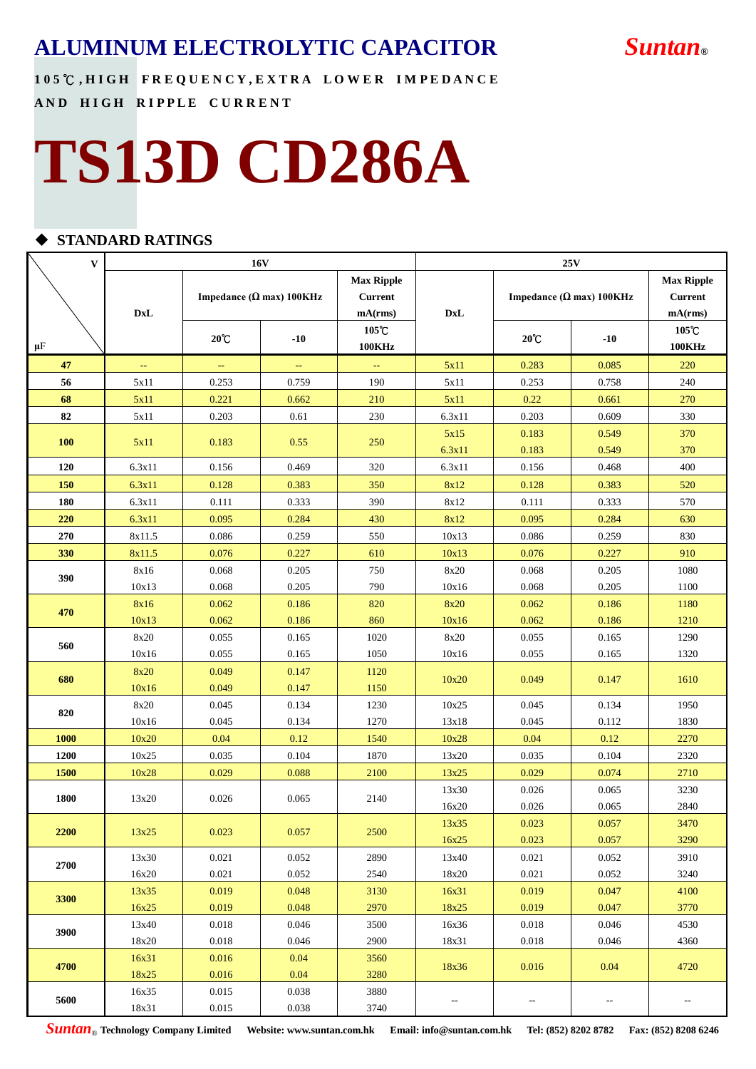# ALUMINUM ELECTROLYTIC CAPACITOR

***Suntan®***

**105℃,HIGH FREQUENCY,EXTRA LOWER IMPEDANCE AND HIGH RIPPLE CURRENT**

# TS13D CD286A

## ◆ STANDARD RATINGS

| V / μF | 16V | | | | 25V | | | |
|---|---|---|---|---|---|---|---|---|
| | DxL | Impedance (Ω max) 100KHz | | Max Ripple Current mA(rms) | DxL | Impedance (Ω max) 100KHz | | Max Ripple Current mA(rms) |
| | | 20℃ | -10 | 105℃ 100KHz | | 20℃ | -10 | 105℃ 100KHz |
| 47 | -- | -- | -- | -- | 5x11 | 0.283 | 0.085 | 220 |
| 56 | 5x11 | 0.253 | 0.759 | 190 | 5x11 | 0.253 | 0.758 | 240 |
| 68 | 5x11 | 0.221 | 0.662 | 210 | 5x11 | 0.22 | 0.661 | 270 |
| 82 | 5x11 | 0.203 | 0.61 | 230 | 6.3x11 | 0.203 | 0.609 | 330 |
| 100 | 5x11 | 0.183 | 0.55 | 250 | 5x15 | 0.183 | 0.549 | 370 |
| | | | | | 6.3x11 | 0.183 | 0.549 | 370 |
| 120 | 6.3x11 | 0.156 | 0.469 | 320 | 6.3x11 | 0.156 | 0.468 | 400 |
| 150 | 6.3x11 | 0.128 | 0.383 | 350 | 8x12 | 0.128 | 0.383 | 520 |
| 180 | 6.3x11 | 0.111 | 0.333 | 390 | 8x12 | 0.111 | 0.333 | 570 |
| 220 | 6.3x11 | 0.095 | 0.284 | 430 | 8x12 | 0.095 | 0.284 | 630 |
| 270 | 8x11.5 | 0.086 | 0.259 | 550 | 10x13 | 0.086 | 0.259 | 830 |
| 330 | 8x11.5 | 0.076 | 0.227 | 610 | 10x13 | 0.076 | 0.227 | 910 |
| 390 | 8x16 | 0.068 | 0.205 | 750 | 8x20 | 0.068 | 0.205 | 1080 |
| | 10x13 | 0.068 | 0.205 | 790 | 10x16 | 0.068 | 0.205 | 1100 |
| 470 | 8x16 | 0.062 | 0.186 | 820 | 8x20 | 0.062 | 0.186 | 1180 |
| | 10x13 | 0.062 | 0.186 | 860 | 10x16 | 0.062 | 0.186 | 1210 |
| 560 | 8x20 | 0.055 | 0.165 | 1020 | 8x20 | 0.055 | 0.165 | 1290 |
| | 10x16 | 0.055 | 0.165 | 1050 | 10x16 | 0.055 | 0.165 | 1320 |
| 680 | 8x20 | 0.049 | 0.147 | 1120 | 10x20 | 0.049 | 0.147 | 1610 |
| | 10x16 | 0.049 | 0.147 | 1150 | | | | |
| 820 | 8x20 | 0.045 | 0.134 | 1230 | 10x25 | 0.045 | 0.134 | 1950 |
| | 10x16 | 0.045 | 0.134 | 1270 | 13x18 | 0.045 | 0.112 | 1830 |
| 1000 | 10x20 | 0.04 | 0.12 | 1540 | 10x28 | 0.04 | 0.12 | 2270 |
| 1200 | 10x25 | 0.035 | 0.104 | 1870 | 13x20 | 0.035 | 0.104 | 2320 |
| 1500 | 10x28 | 0.029 | 0.088 | 2100 | 13x25 | 0.029 | 0.074 | 2710 |
| 1800 | 13x20 | 0.026 | 0.065 | 2140 | 13x30 | 0.026 | 0.065 | 3230 |
| | | | | | 16x20 | 0.026 | 0.065 | 2840 |
| 2200 | 13x25 | 0.023 | 0.057 | 2500 | 13x35 | 0.023 | 0.057 | 3470 |
| | | | | | 16x25 | 0.023 | 0.057 | 3290 |
| 2700 | 13x30 | 0.021 | 0.052 | 2890 | 13x40 | 0.021 | 0.052 | 3910 |
| | 16x20 | 0.021 | 0.052 | 2540 | 18x20 | 0.021 | 0.052 | 3240 |
| 3300 | 13x35 | 0.019 | 0.048 | 3130 | 16x31 | 0.019 | 0.047 | 4100 |
| | 16x25 | 0.019 | 0.048 | 2970 | 18x25 | 0.019 | 0.047 | 3770 |
| 3900 | 13x40 | 0.018 | 0.046 | 3500 | 16x36 | 0.018 | 0.046 | 4530 |
| | 18x20 | 0.018 | 0.046 | 2900 | 18x31 | 0.018 | 0.046 | 4360 |
| 4700 | 16x31 | 0.016 | 0.04 | 3560 | 18x36 | 0.016 | 0.04 | 4720 |
| | 18x25 | 0.016 | 0.04 | 3280 | | | | |
| 5600 | 16x35 | 0.015 | 0.038 | 3880 | -- | -- | -- | -- |
| | 18x31 | 0.015 | 0.038 | 3740 | | | | |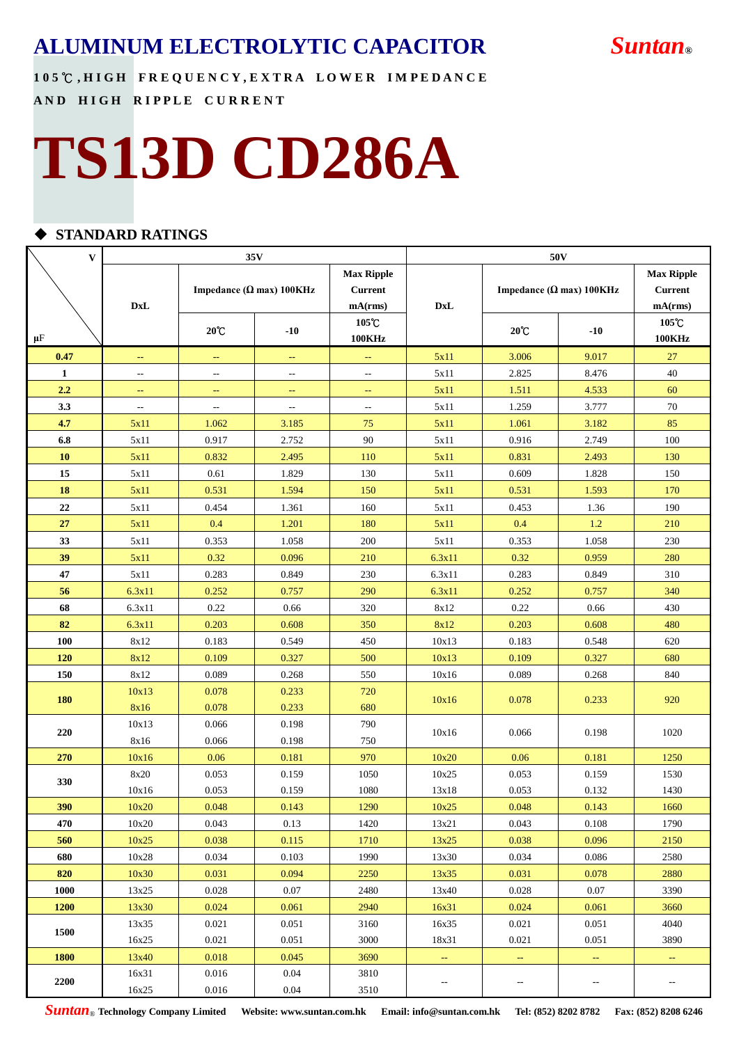# ALUMINUM ELECTROLYTIC CAPACITOR

***Suntan***®

**105℃,HIGH FREQUENCY,EXTRA LOWER IMPEDANCE AND HIGH RIPPLE CURRENT**

# TS13D CD286A

## ◆ STANDARD RATINGS

| V / μF | 35V | | | | 50V | | | |
|---|---|---|---|---|---|---|---|---|
| | DxL | Impedance (Ω max) 100KHz | | Max Ripple Current mA(rms) | DxL | Impedance (Ω max) 100KHz | | Max Ripple Current mA(rms) |
| | | 20℃ | -10 | 105℃ 100KHz | | 20℃ | -10 | 105℃ 100KHz |
| 0.47 | -- | -- | -- | -- | 5x11 | 3.006 | 9.017 | 27 |
| 1 | -- | -- | -- | -- | 5x11 | 2.825 | 8.476 | 40 |
| 2.2 | -- | -- | -- | -- | 5x11 | 1.511 | 4.533 | 60 |
| 3.3 | -- | -- | -- | -- | 5x11 | 1.259 | 3.777 | 70 |
| 4.7 | 5x11 | 1.062 | 3.185 | 75 | 5x11 | 1.061 | 3.182 | 85 |
| 6.8 | 5x11 | 0.917 | 2.752 | 90 | 5x11 | 0.916 | 2.749 | 100 |
| 10 | 5x11 | 0.832 | 2.495 | 110 | 5x11 | 0.831 | 2.493 | 130 |
| 15 | 5x11 | 0.61 | 1.829 | 130 | 5x11 | 0.609 | 1.828 | 150 |
| 18 | 5x11 | 0.531 | 1.594 | 150 | 5x11 | 0.531 | 1.593 | 170 |
| 22 | 5x11 | 0.454 | 1.361 | 160 | 5x11 | 0.453 | 1.36 | 190 |
| 27 | 5x11 | 0.4 | 1.201 | 180 | 5x11 | 0.4 | 1.2 | 210 |
| 33 | 5x11 | 0.353 | 1.058 | 200 | 5x11 | 0.353 | 1.058 | 230 |
| 39 | 5x11 | 0.32 | 0.096 | 210 | 6.3x11 | 0.32 | 0.959 | 280 |
| 47 | 5x11 | 0.283 | 0.849 | 230 | 6.3x11 | 0.283 | 0.849 | 310 |
| 56 | 6.3x11 | 0.252 | 0.757 | 290 | 6.3x11 | 0.252 | 0.757 | 340 |
| 68 | 6.3x11 | 0.22 | 0.66 | 320 | 8x12 | 0.22 | 0.66 | 430 |
| 82 | 6.3x11 | 0.203 | 0.608 | 350 | 8x12 | 0.203 | 0.608 | 480 |
| 100 | 8x12 | 0.183 | 0.549 | 450 | 10x13 | 0.183 | 0.548 | 620 |
| 120 | 8x12 | 0.109 | 0.327 | 500 | 10x13 | 0.109 | 0.327 | 680 |
| 150 | 8x12 | 0.089 | 0.268 | 550 | 10x16 | 0.089 | 0.268 | 840 |
| 180 | 10x13 | 0.078 | 0.233 | 720 | 10x16 | 0.078 | 0.233 | 920 |
| | 8x16 | 0.078 | 0.233 | 680 | | | | |
| 220 | 10x13 | 0.066 | 0.198 | 790 | 10x16 | 0.066 | 0.198 | 1020 |
| | 8x16 | 0.066 | 0.198 | 750 | | | | |
| 270 | 10x16 | 0.06 | 0.181 | 970 | 10x20 | 0.06 | 0.181 | 1250 |
| 330 | 8x20 | 0.053 | 0.159 | 1050 | 10x25 | 0.053 | 0.159 | 1530 |
| | 10x16 | 0.053 | 0.159 | 1080 | 13x18 | 0.053 | 0.132 | 1430 |
| 390 | 10x20 | 0.048 | 0.143 | 1290 | 10x25 | 0.048 | 0.143 | 1660 |
| 470 | 10x20 | 0.043 | 0.13 | 1420 | 13x21 | 0.043 | 0.108 | 1790 |
| 560 | 10x25 | 0.038 | 0.115 | 1710 | 13x25 | 0.038 | 0.096 | 2150 |
| 680 | 10x28 | 0.034 | 0.103 | 1990 | 13x30 | 0.034 | 0.086 | 2580 |
| 820 | 10x30 | 0.031 | 0.094 | 2250 | 13x35 | 0.031 | 0.078 | 2880 |
| 1000 | 13x25 | 0.028 | 0.07 | 2480 | 13x40 | 0.028 | 0.07 | 3390 |
| 1200 | 13x30 | 0.024 | 0.061 | 2940 | 16x31 | 0.024 | 0.061 | 3660 |
| 1500 | 13x35 | 0.021 | 0.051 | 3160 | 16x35 | 0.021 | 0.051 | 4040 |
| | 16x25 | 0.021 | 0.051 | 3000 | 18x31 | 0.021 | 0.051 | 3890 |
| 1800 | 13x40 | 0.018 | 0.045 | 3690 | -- | -- | -- | -- |
| 2200 | 16x31 | 0.016 | 0.04 | 3810 | -- | -- | -- | -- |
| | 16x25 | 0.016 | 0.04 | 3510 | | | | |

***Suntan***® **Technology Company Limited   Website: www.suntan.com.hk   Email: info@suntan.com.hk   Tel: (852) 8202 8782   Fax: (852) 8208 6246**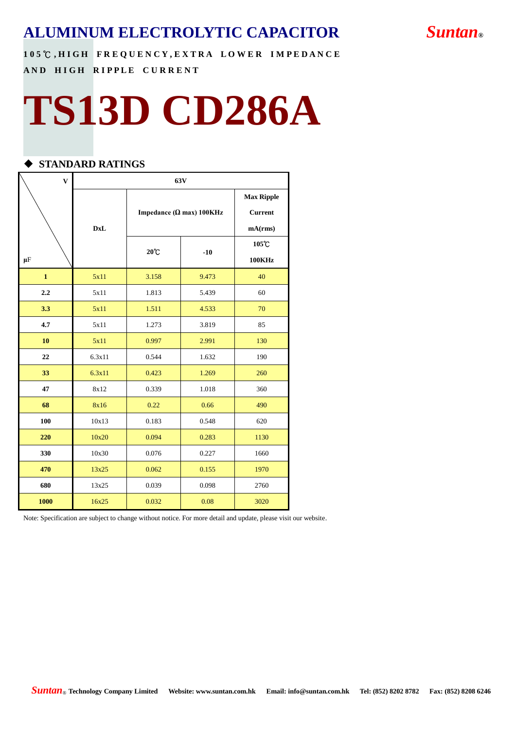# ALUMINUM ELECTROLYTIC CAPACITOR

**Suntan®**

**105℃,HIGH FREQUENCY,EXTRA LOWER IMPEDANCE AND HIGH RIPPLE CURRENT**

# TS13D CD286A

## ◆ STANDARD RATINGS

| V / μF | 63V | | | |
|---|---|---|---|---|
| | DxL | Impedance (Ω max) 100KHz | | Max Ripple Current mA(rms) |
| | | 20℃ | -10 | 105℃ 100KHz |
| **1** | 5x11 | 3.158 | 9.473 | 40 |
| **2.2** | 5x11 | 1.813 | 5.439 | 60 |
| **3.3** | 5x11 | 1.511 | 4.533 | 70 |
| **4.7** | 5x11 | 1.273 | 3.819 | 85 |
| **10** | 5x11 | 0.997 | 2.991 | 130 |
| **22** | 6.3x11 | 0.544 | 1.632 | 190 |
| **33** | 6.3x11 | 0.423 | 1.269 | 260 |
| **47** | 8x12 | 0.339 | 1.018 | 360 |
| **68** | 8x16 | 0.22 | 0.66 | 490 |
| **100** | 10x13 | 0.183 | 0.548 | 620 |
| **220** | 10x20 | 0.094 | 0.283 | 1130 |
| **330** | 10x30 | 0.076 | 0.227 | 1660 |
| **470** | 13x25 | 0.062 | 0.155 | 1970 |
| **680** | 13x25 | 0.039 | 0.098 | 2760 |
| **1000** | 16x25 | 0.032 | 0.08 | 3020 |

Note: Specification are subject to change without notice. For more detail and update, please visit our website.

**Suntan® Technology Company Limited Website: www.suntan.com.hk Email: info@suntan.com.hk Tel: (852) 8202 8782 Fax: (852) 8208 6246**